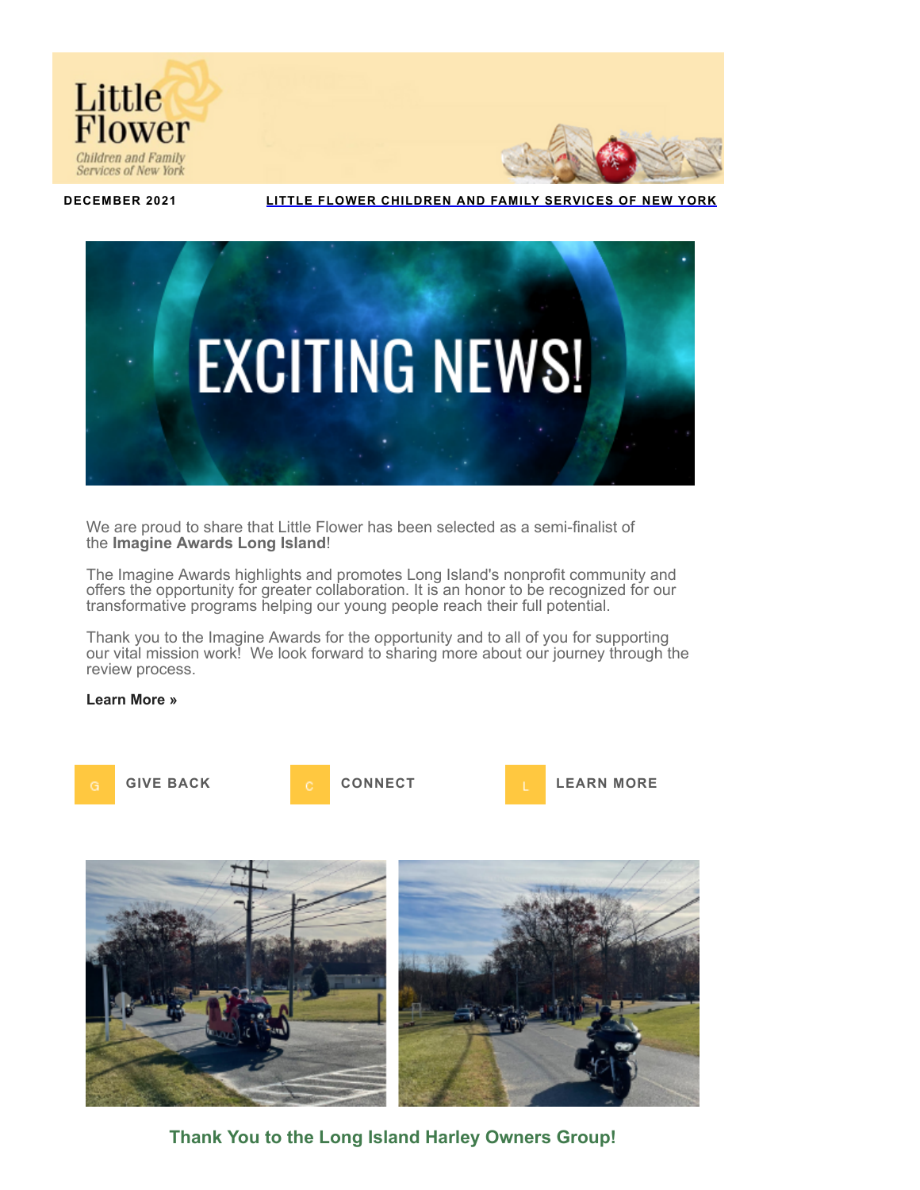DECEMBER 2021 | LITTLE FLOWER CHILDREN AND FAMILY SERVICES OF NEW YORK

# EXCITING NEWS!

We are proud to share that Little Flower has been selected as a semi-finalist of the **Imagine Awards Long Island**!

The Imagine Awards highlights and promotes Long Island's nonprofit community and offers the opportunity for greater collaboration. It is an honor to be recognized for our transformative programs helping our young people reach their full potential.

Thank you to the Imagine Awards for the opportunity and to all of you for supporting our vital mission work! We look forward to sharing more about our journey through the review process.

**Learn More »**

GIVE BACK    CONNECT    LEARN MORE

## Thank You to the Long Island Harley Owners Group!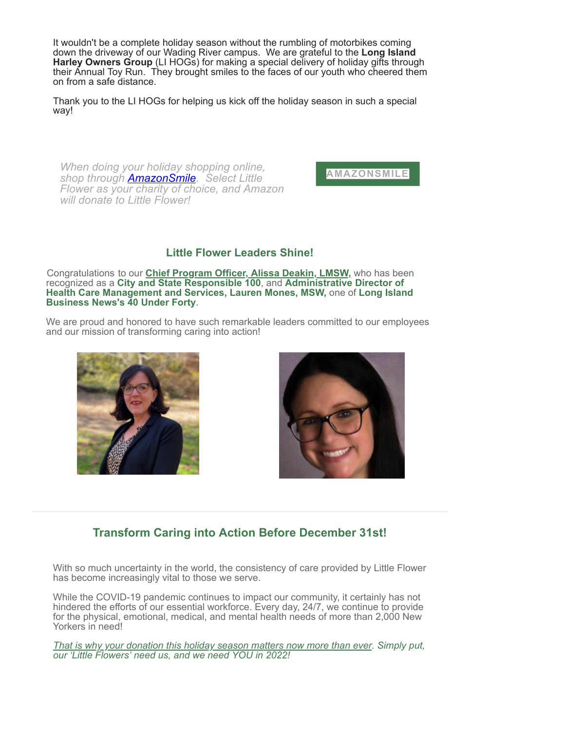It wouldn't be a complete holiday season without the rumbling of motorbikes coming down the driveway of our Wading River campus. We are grateful to the **Long Island Harley Owners Group** (LI HOGs) for making a special delivery of holiday gifts through their Annual Toy Run. They brought smiles to the faces of our youth who cheered them on from a safe distance.

Thank you to the LI HOGs for helping us kick off the holiday season in such a special way!

*When doing your holiday shopping online, shop through AmazonSmile. Select Little Flower as your charity of choice, and Amazon will donate to Little Flower!*

AMAZONSMILE

## Little Flower Leaders Shine!

Congratulations to our **Chief Program Officer, Alissa Deakin, LMSW,** who has been recognized as a **City and State Responsible 100**, and **Administrative Director of Health Care Management and Services, Lauren Mones, MSW,** one of **Long Island Business News's 40 Under Forty**.

We are proud and honored to have such remarkable leaders committed to our employees and our mission of transforming caring into action!

---

## Transform Caring into Action Before December 31st!

With so much uncertainty in the world, the consistency of care provided by Little Flower has become increasingly vital to those we serve.

While the COVID-19 pandemic continues to impact our community, it certainly has not hindered the efforts of our essential workforce. Every day, 24/7, we continue to provide for the physical, emotional, medical, and mental health needs of more than 2,000 New Yorkers in need!

*That is why your donation this holiday season matters now more than ever. Simply put, our 'Little Flowers' need us, and we need YOU in 2022!*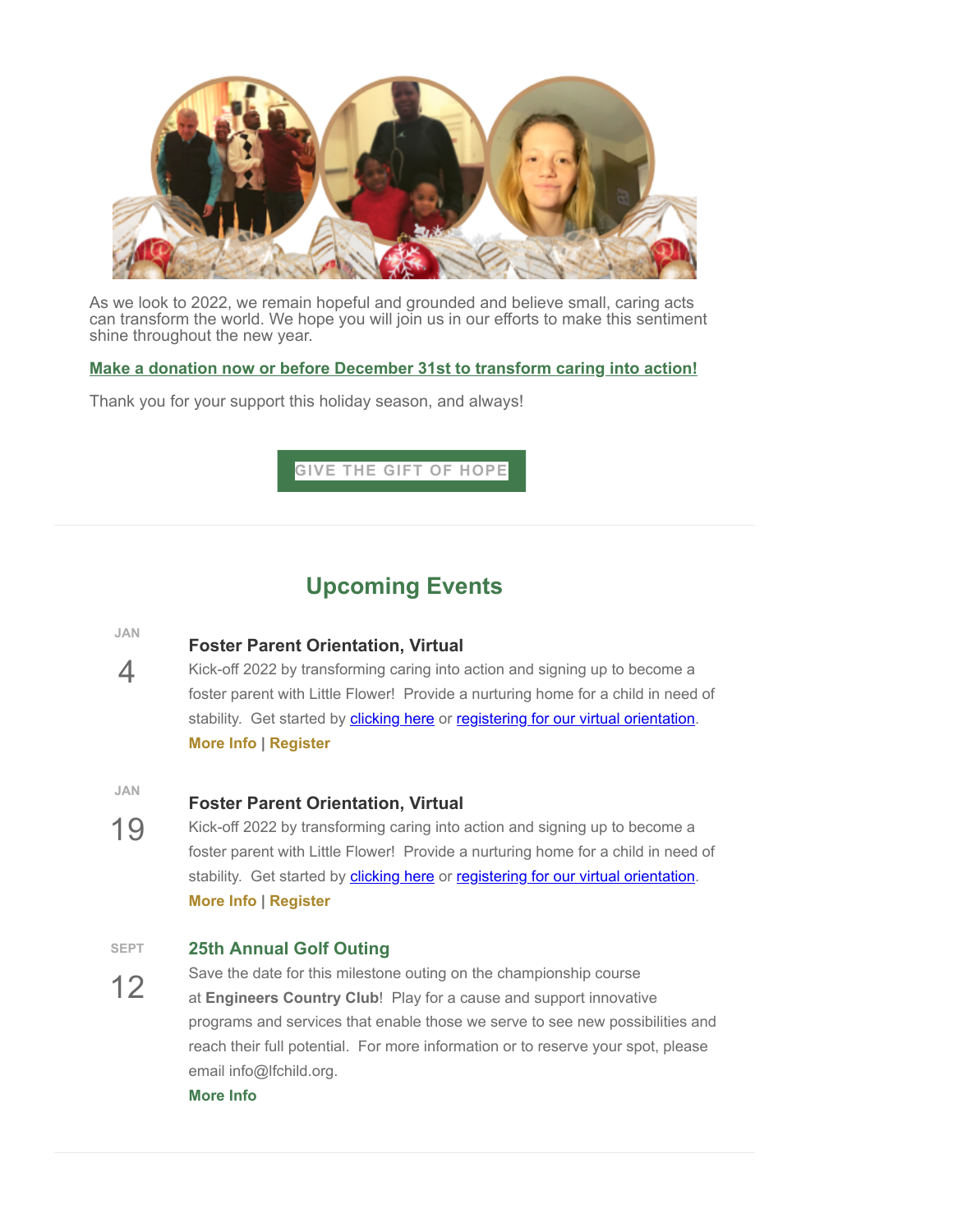As we look to 2022, we remain hopeful and grounded and believe small, caring acts can transform the world. We hope you will join us in our efforts to make this sentiment shine throughout the new year.

**Make a donation now or before December 31st to transform caring into action!**

Thank you for your support this holiday season, and always!

**GIVE THE GIFT OF HOPE**

---

## Upcoming Events

JAN 4

### Foster Parent Orientation, Virtual

Kick-off 2022 by transforming caring into action and signing up to become a foster parent with Little Flower! Provide a nurturing home for a child in need of stability. Get started by clicking here or registering for our virtual orientation.

**More Info** | **Register**

JAN 19

### Foster Parent Orientation, Virtual

Kick-off 2022 by transforming caring into action and signing up to become a foster parent with Little Flower! Provide a nurturing home for a child in need of stability. Get started by clicking here or registering for our virtual orientation.

**More Info** | **Register**

SEPT 12

### 25th Annual Golf Outing

Save the date for this milestone outing on the championship course at **Engineers Country Club**! Play for a cause and support innovative programs and services that enable those we serve to see new possibilities and reach their full potential. For more information or to reserve your spot, please email info@lfchild.org.

**More Info**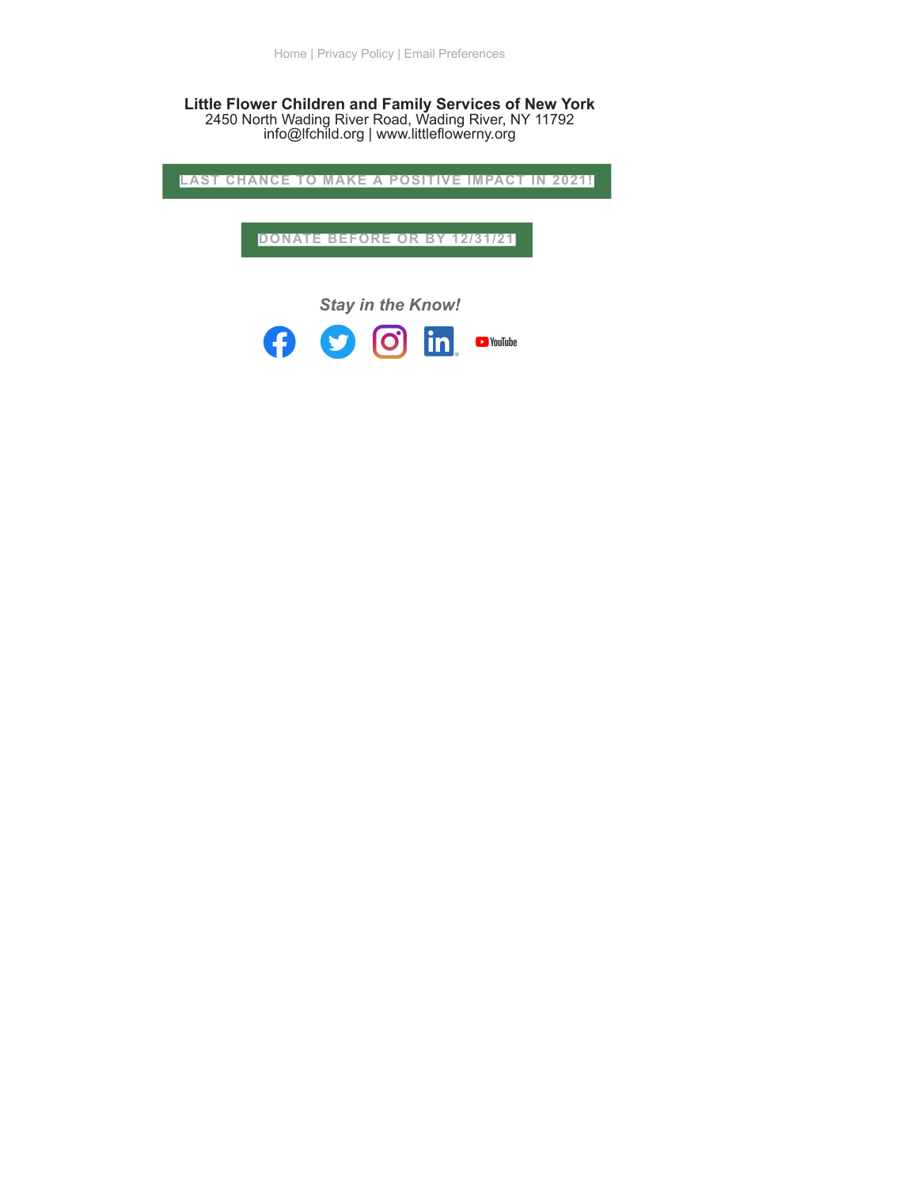Home | Privacy Policy | Email Preferences

**Little Flower Children and Family Services of New York**
2450 North Wading River Road, Wading River, NY 11792
info@lfchild.org | www.littleflowerny.org

LAST CHANCE TO MAKE A POSITIVE IMPACT IN 2021!

DONATE BEFORE OR BY 12/31/21

***Stay in the Know!***

YouTube